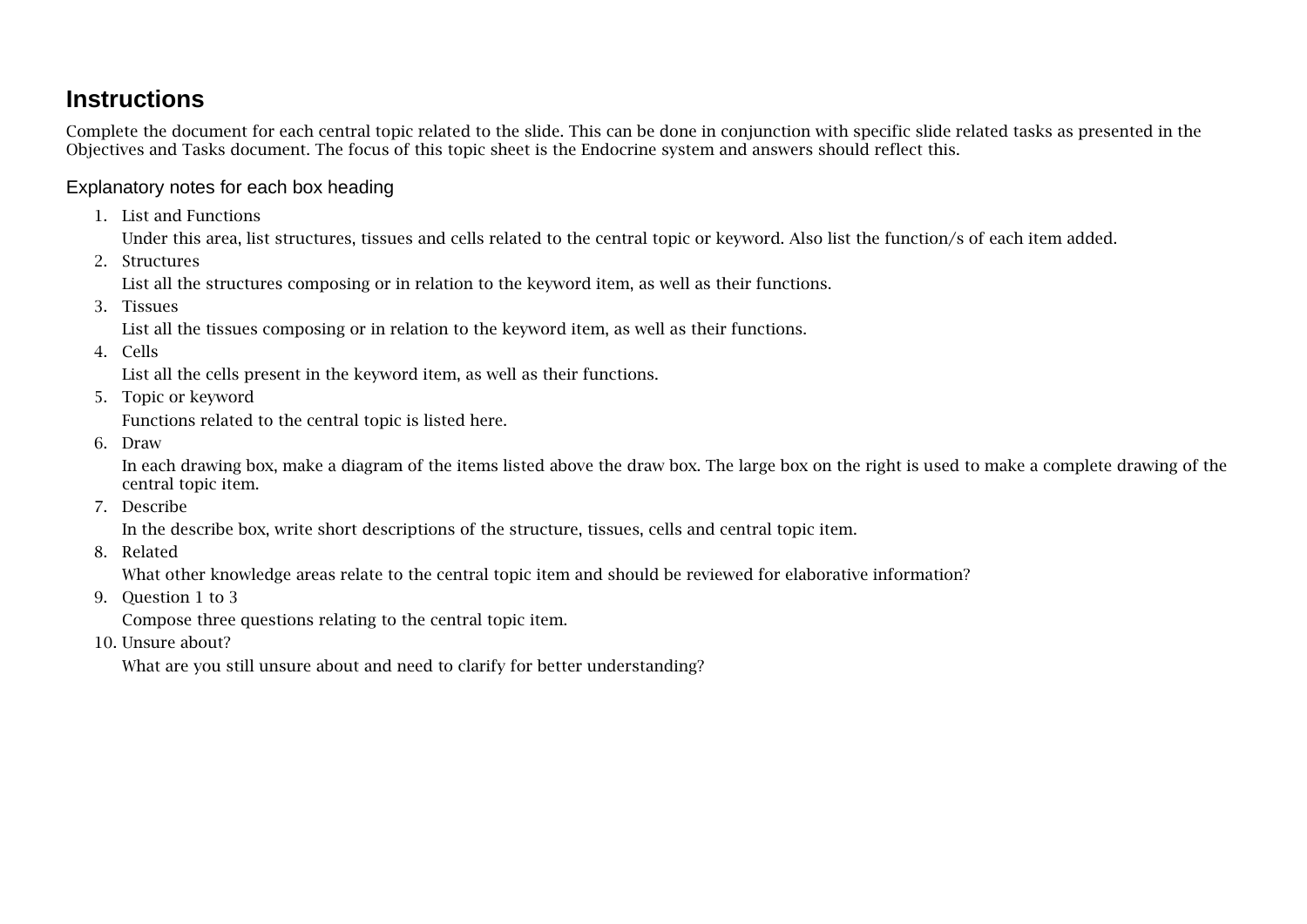# Instructions

Complete the document for each central topic related to the slide. This can be done in conjunction with specific slide related tasks as presented in the Objectives and Tasks document. The focus of this topic sheet is the Endocrine system and answers should reflect this.

## Explanatory notes for each box heading

1. List and Functions

   Under this area, list structures, tissues and cells related to the central topic or keyword. Also list the function/s of each item added.

2. Structures

   List all the structures composing or in relation to the keyword item, as well as their functions.

3. Tissues

   List all the tissues composing or in relation to the keyword item, as well as their functions.

4. Cells

   List all the cells present in the keyword item, as well as their functions.

5. Topic or keyword

   Functions related to the central topic is listed here.

6. Draw

   In each drawing box, make a diagram of the items listed above the draw box. The large box on the right is used to make a complete drawing of the central topic item.

7. Describe

   In the describe box, write short descriptions of the structure, tissues, cells and central topic item.

8. Related

   What other knowledge areas relate to the central topic item and should be reviewed for elaborative information?

9. Question 1 to 3

   Compose three questions relating to the central topic item.

10. Unsure about?

    What are you still unsure about and need to clarify for better understanding?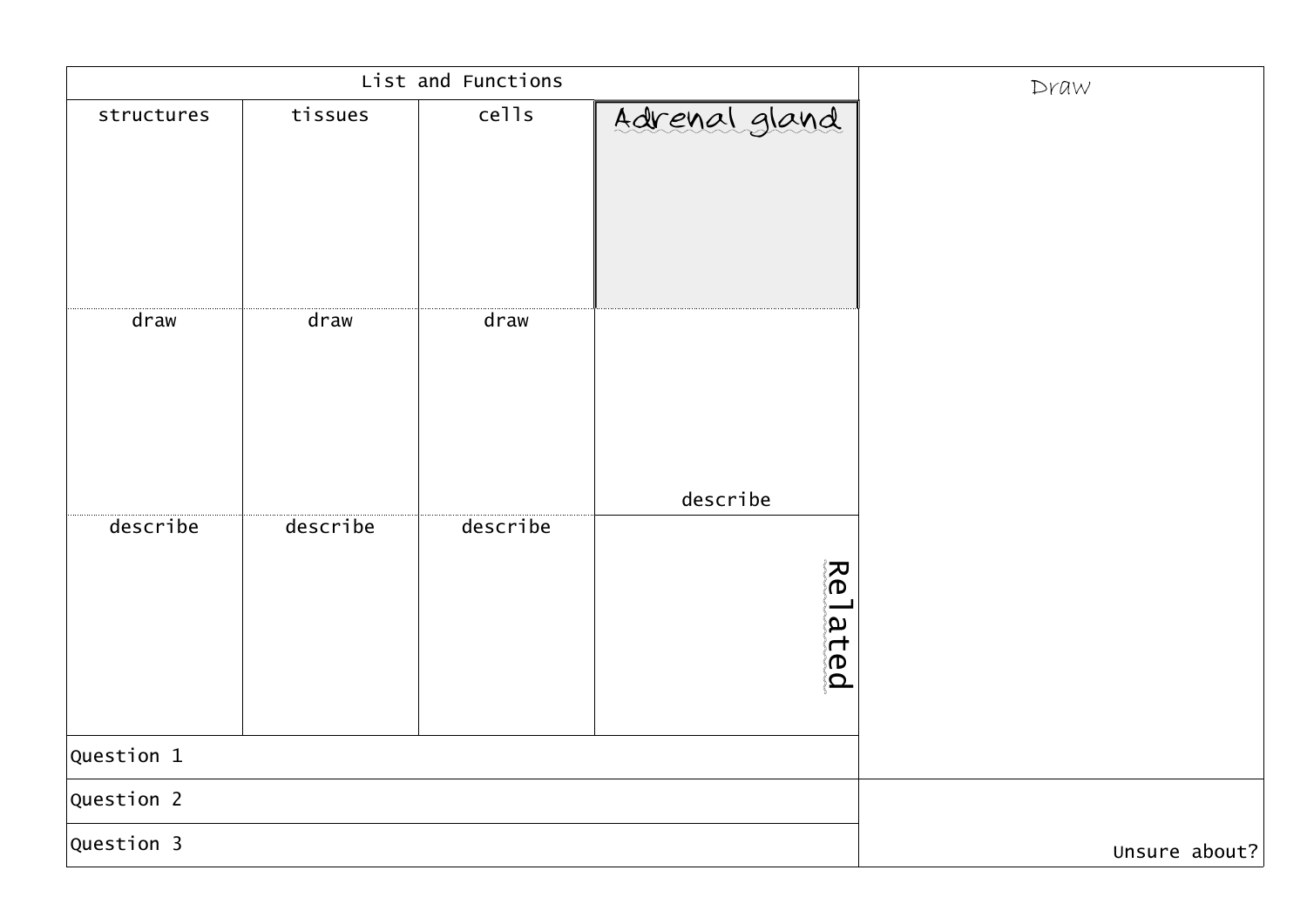| List and Functions | | | | Draw |
|---|---|---|---|---|
| structures | tissues | cells | Adrenal gland | |
| draw | draw | draw | describe | |
| describe | describe | describe | Related | |
| Question 1 | | | | |
| Question 2 | | | | Unsure about? |
| Question 3 | | | | |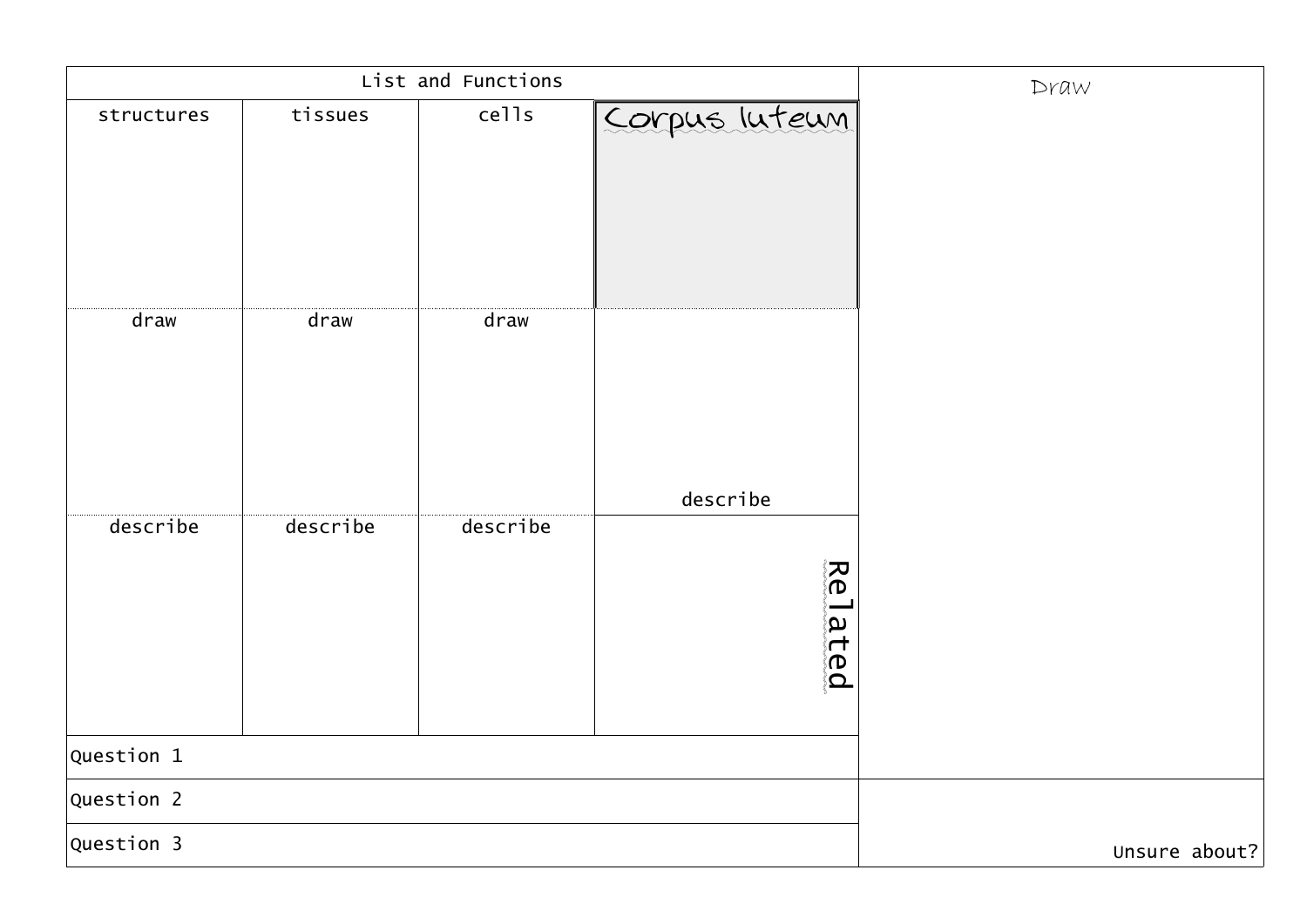| List and Functions | | | | Draw |
| --- | --- | --- | --- | --- |
| structures | tissues | cells | Corpus luteum | |
| draw | draw | draw | describe | |
| describe | describe | describe | Related | |
| Question 1 | | | | |
| Question 2 | | | | Unsure about? |
| Question 3 | | | | |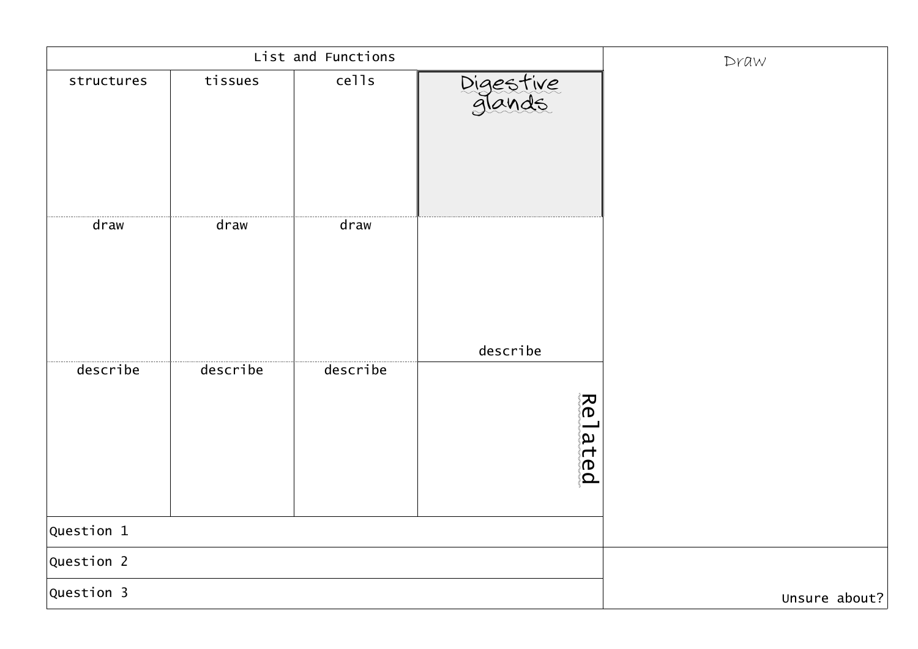| List and Functions | | | | Draw |
|---|---|---|---|---|
| structures | tissues | cells | Digestive glands | |
| draw | draw | draw | describe | |
| describe | describe | describe | Related | |
| Question 1 | | | | |
| Question 2 | | | | Unsure about? |
| Question 3 | | | | |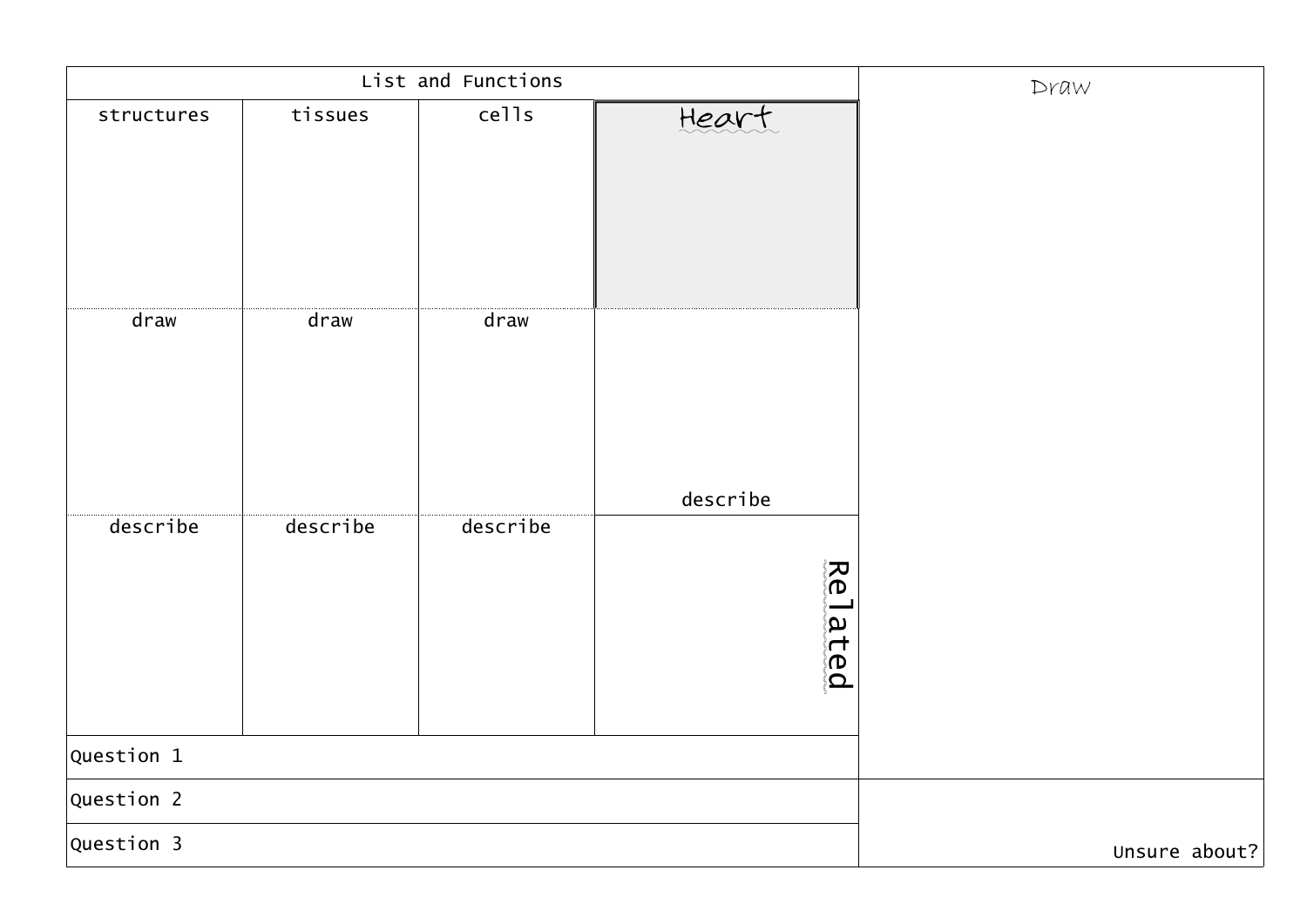| List and Functions | | | | Draw |
| --- | --- | --- | --- | --- |
| structures | tissues | cells | Heart | |
| draw | draw | draw | describe | |
| describe | describe | describe | Related | |
| Question 1 | | | | |
| Question 2 | | | | Unsure about? |
| Question 3 | | | | |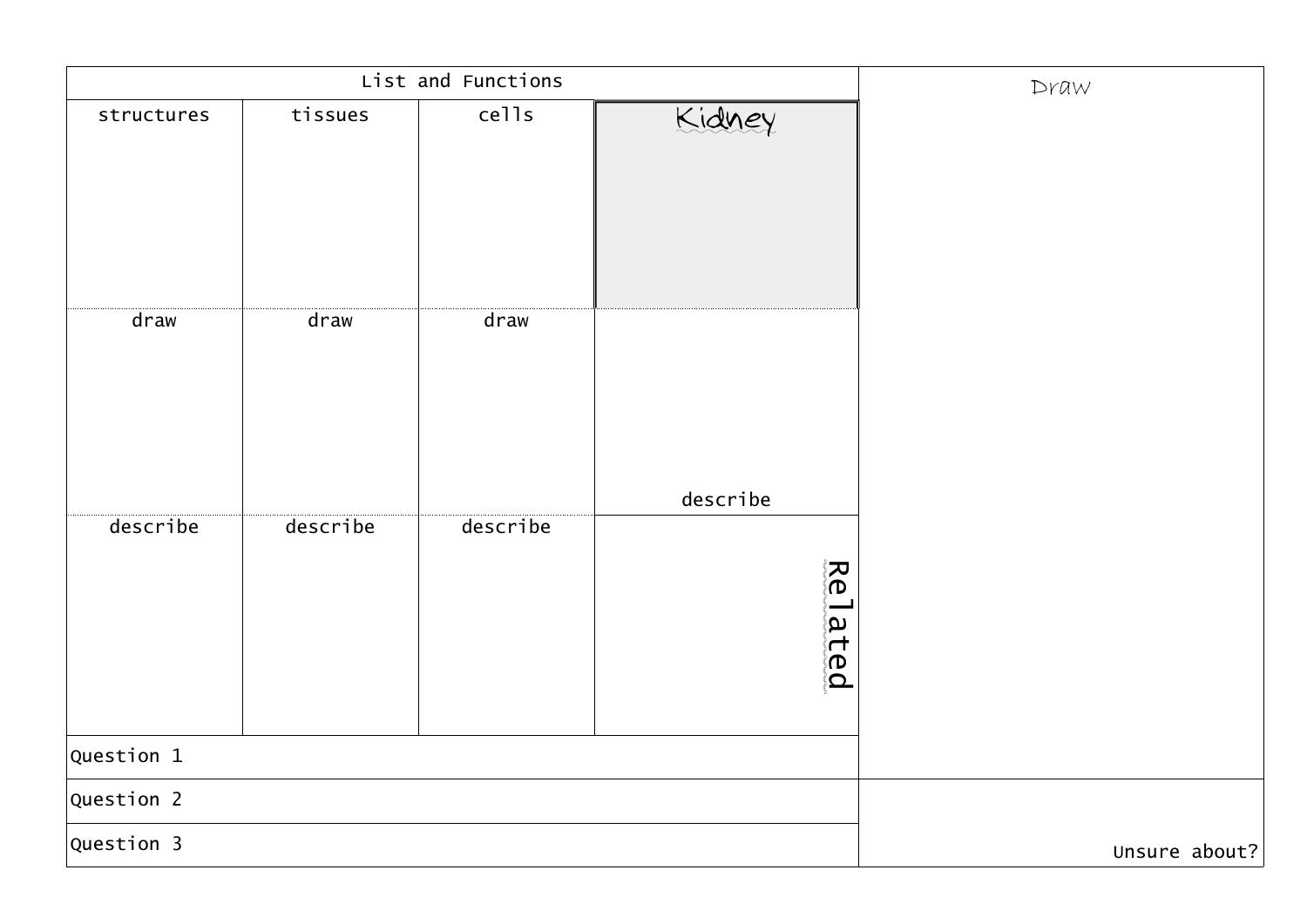| List and Functions | | | | Draw |
|---|---|---|---|---|
| structures | tissues | cells | Kidney | |
| draw | draw | draw | describe | |
| describe | describe | describe | Related | |
| Question 1 | | | | |
| Question 2 | | | | Unsure about? |
| Question 3 | | | | |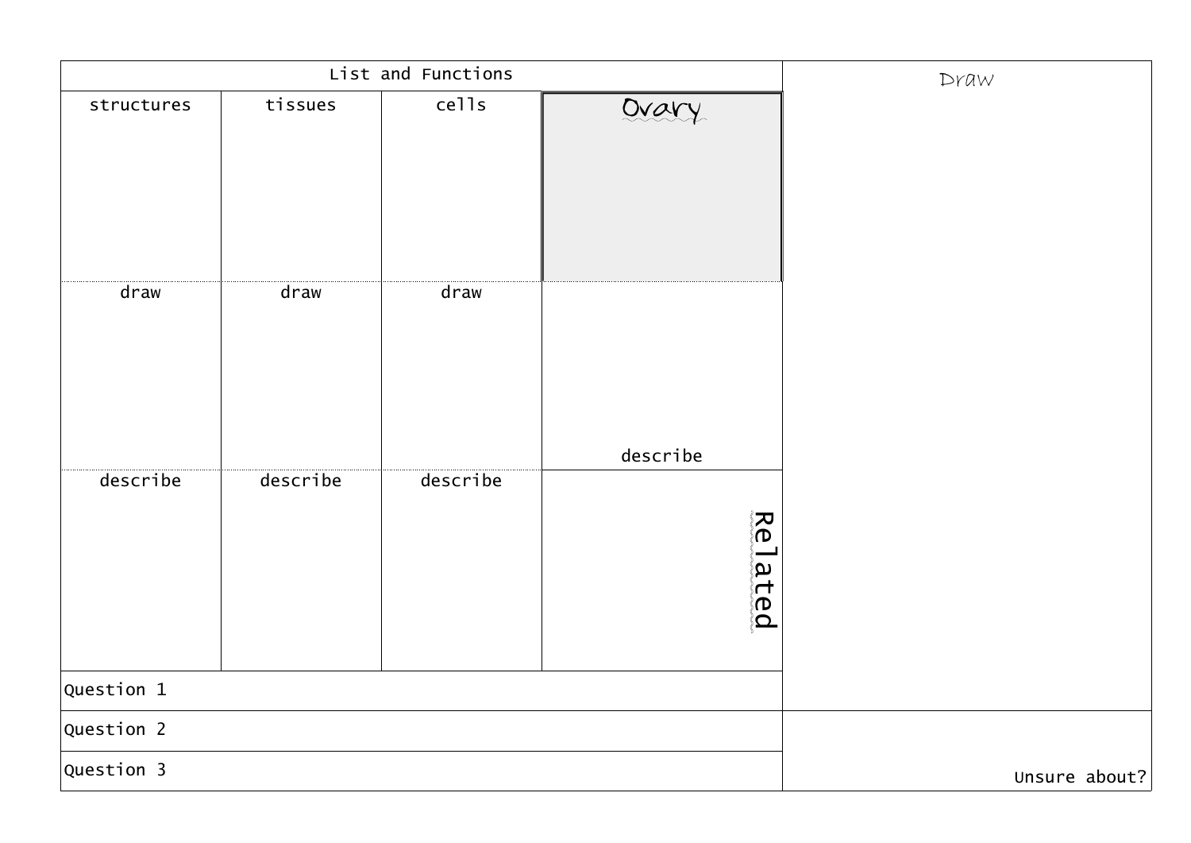| List and Functions | | | | Draw |
| --- | --- | --- | --- | --- |
| structures | tissues | cells | Ovary | |
| draw | draw | draw | describe | |
| describe | describe | describe | Related | |
| Question 1 | | | | |
| Question 2 | | | | Unsure about? |
| Question 3 | | | | |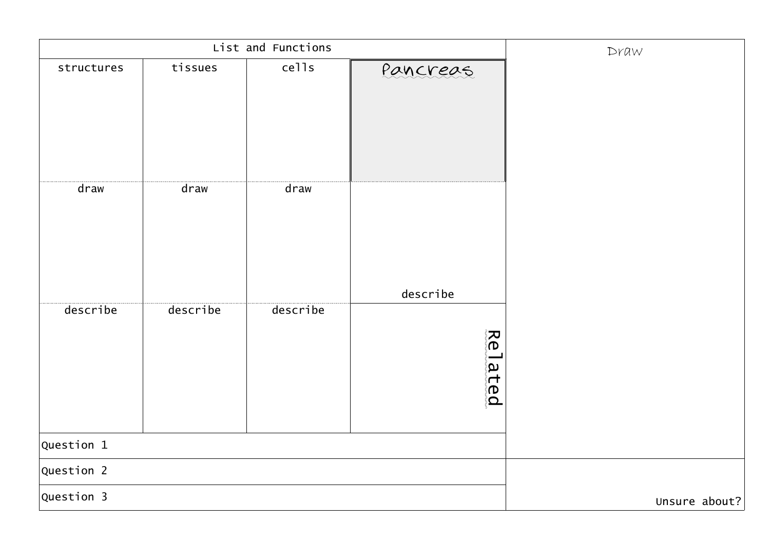| List and Functions | | | | Draw |
|---|---|---|---|---|
| structures | tissues | cells | Pancreas | |
| draw | draw | draw | describe | |
| describe | describe | describe | Related | |
| Question 1 | | | | |
| Question 2 | | | | Unsure about? |
| Question 3 | | | | |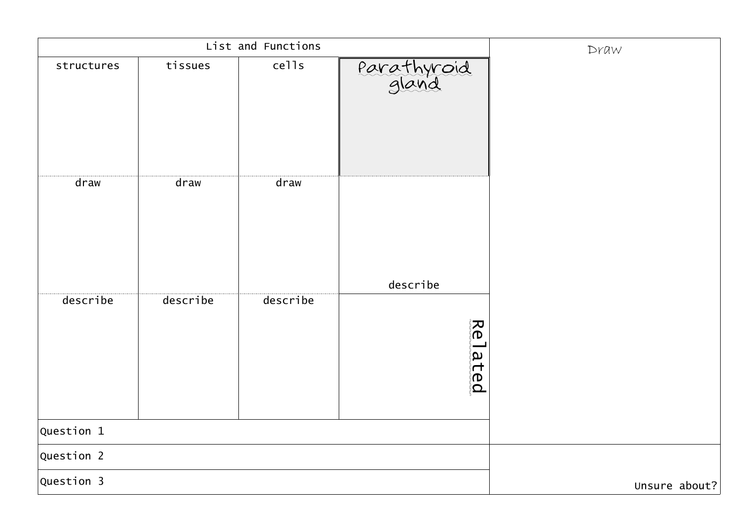| List and Functions | | | | Draw |
|---|---|---|---|---|
| structures | tissues | cells | Parathyroid gland | |
| draw | draw | draw | describe | |
| describe | describe | describe | Related | |
| Question 1 | | | | |
| Question 2 | | | | Unsure about? |
| Question 3 | | | | |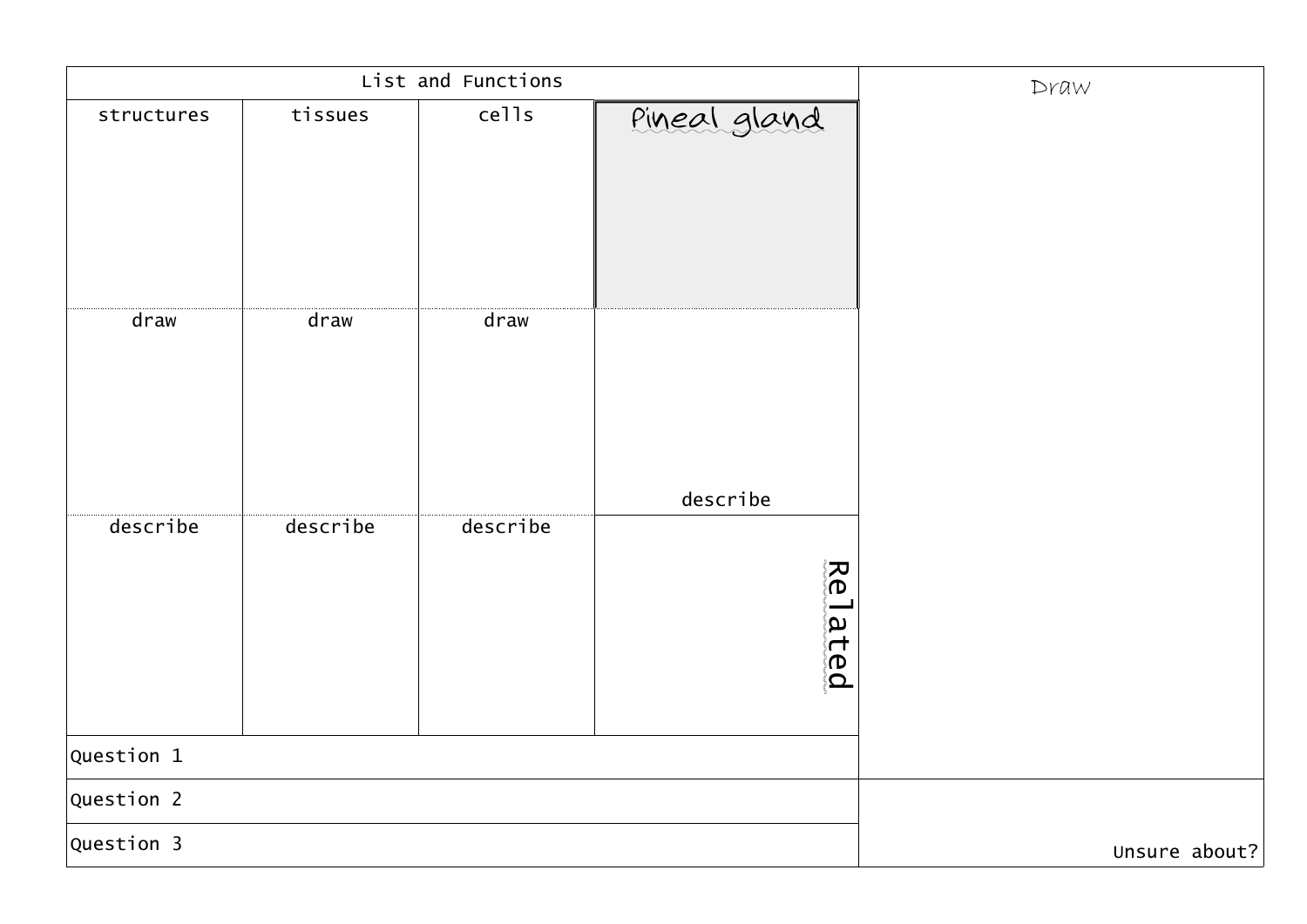| List and Functions | | | | Draw |
|---|---|---|---|---|
| structures | tissues | cells | Pineal gland | |
| draw | draw | draw | describe | |
| describe | describe | describe | Related | |
| Question 1 | | | | |
| Question 2 | | | | Unsure about? |
| Question 3 | | | | |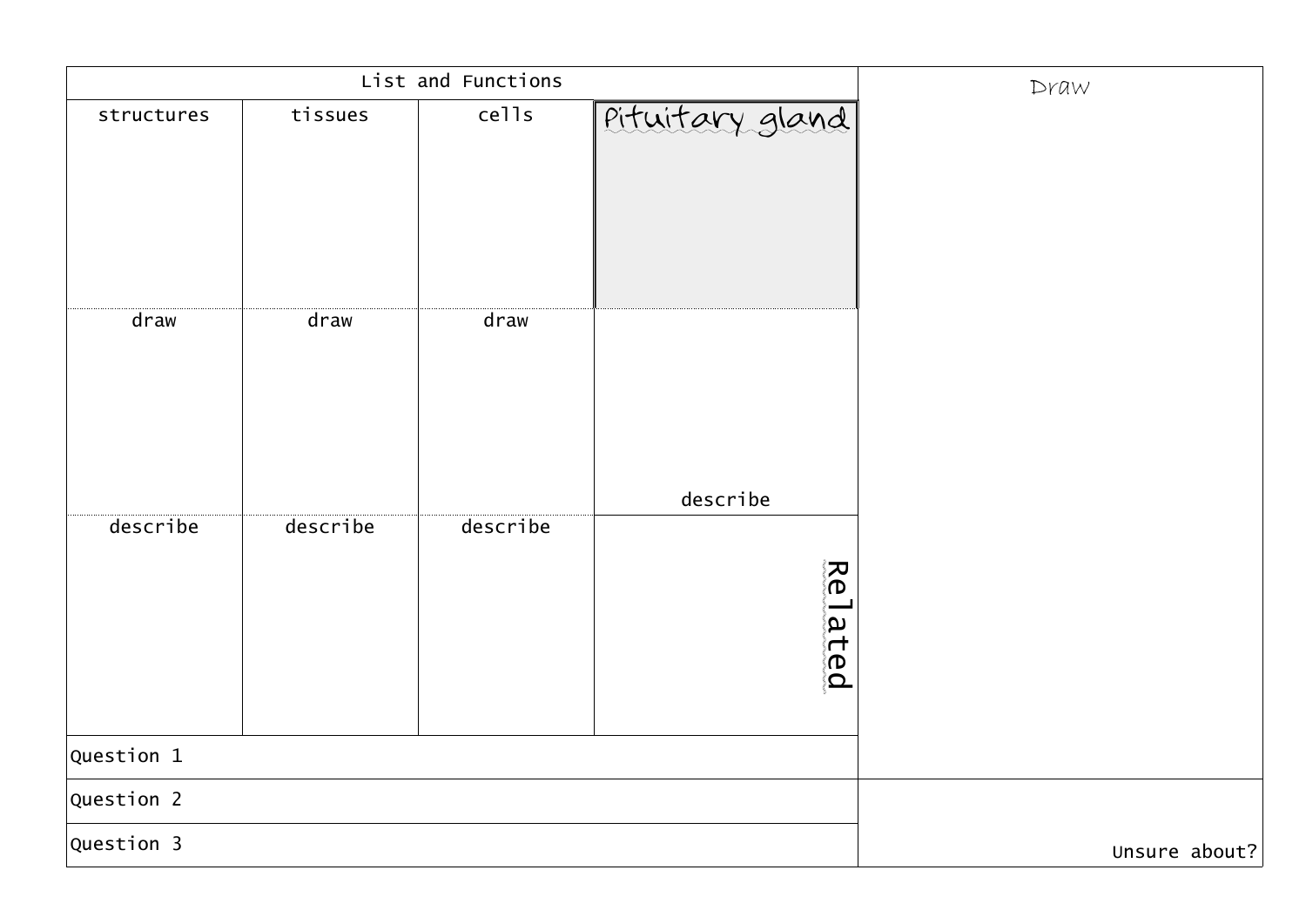| List and Functions | | | | Draw |
|---|---|---|---|---|
| structures | tissues | cells | Pituitary gland | |
| draw | draw | draw | describe | |
| describe | describe | describe | Related | |
| Question 1 | | | | |
| Question 2 | | | | Unsure about? |
| Question 3 | | | | |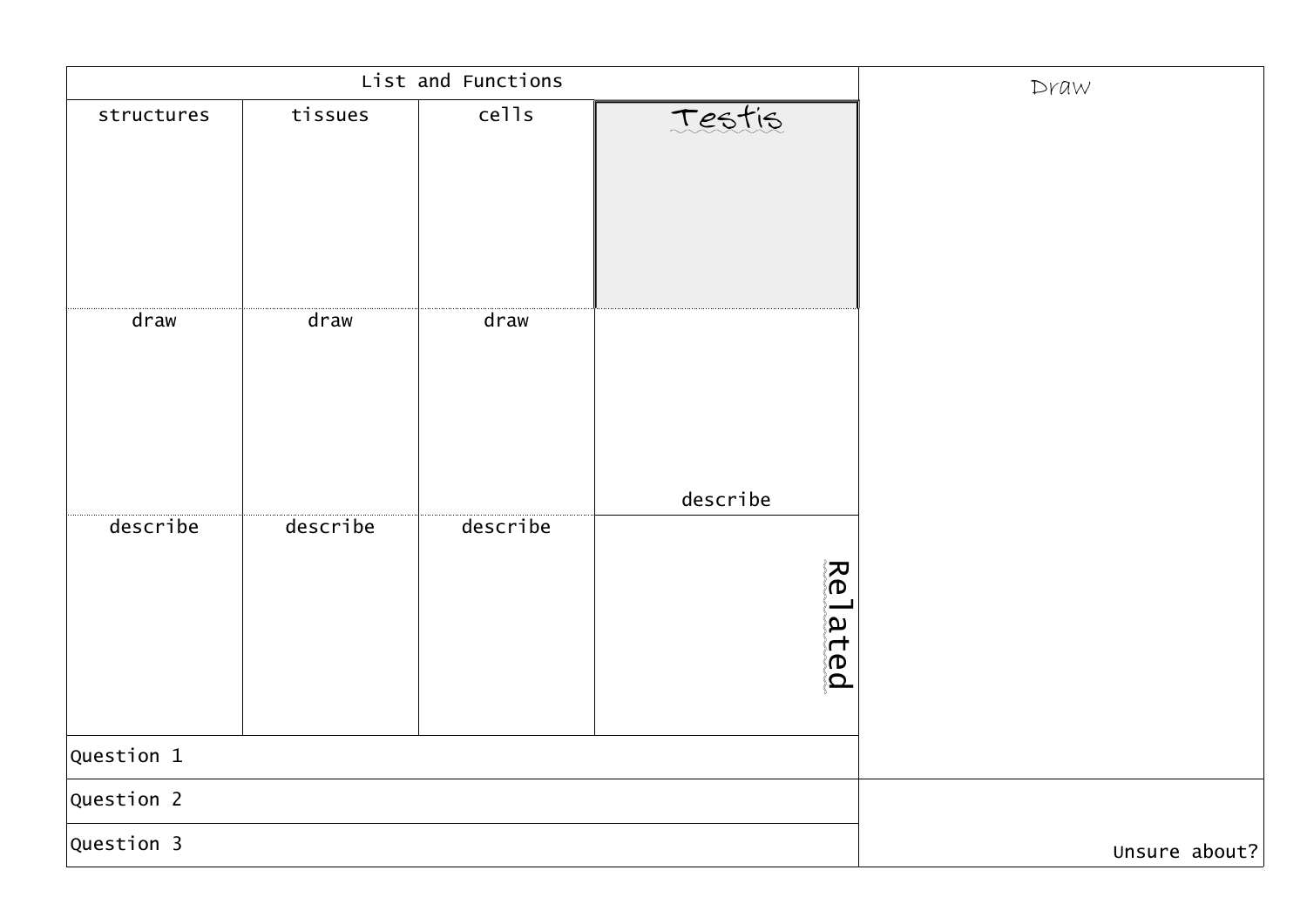| List and Functions | | | | Draw |
|---|---|---|---|---|
| structures | tissues | cells | Testis | |
| draw | draw | draw | describe | |
| describe | describe | describe | Related | |
| Question 1 | | | | |
| Question 2 | | | | Unsure about? |
| Question 3 | | | | |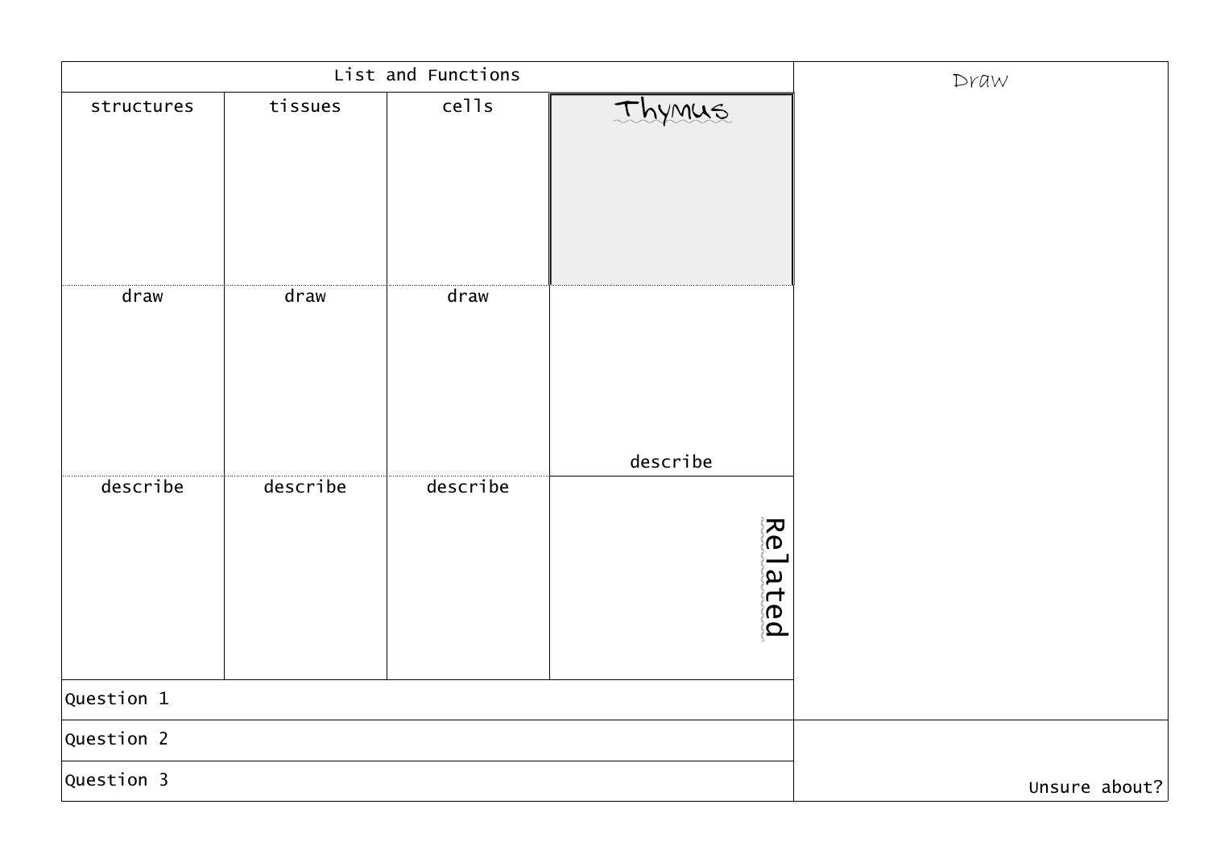| List and Functions | | | | Draw |
|---|---|---|---|---|
| structures | tissues | cells | Thymus | |
| draw | draw | draw | describe | |
| describe | describe | describe | Related | |
| Question 1 | | | | |
| Question 2 | | | | Unsure about? |
| Question 3 | | | | |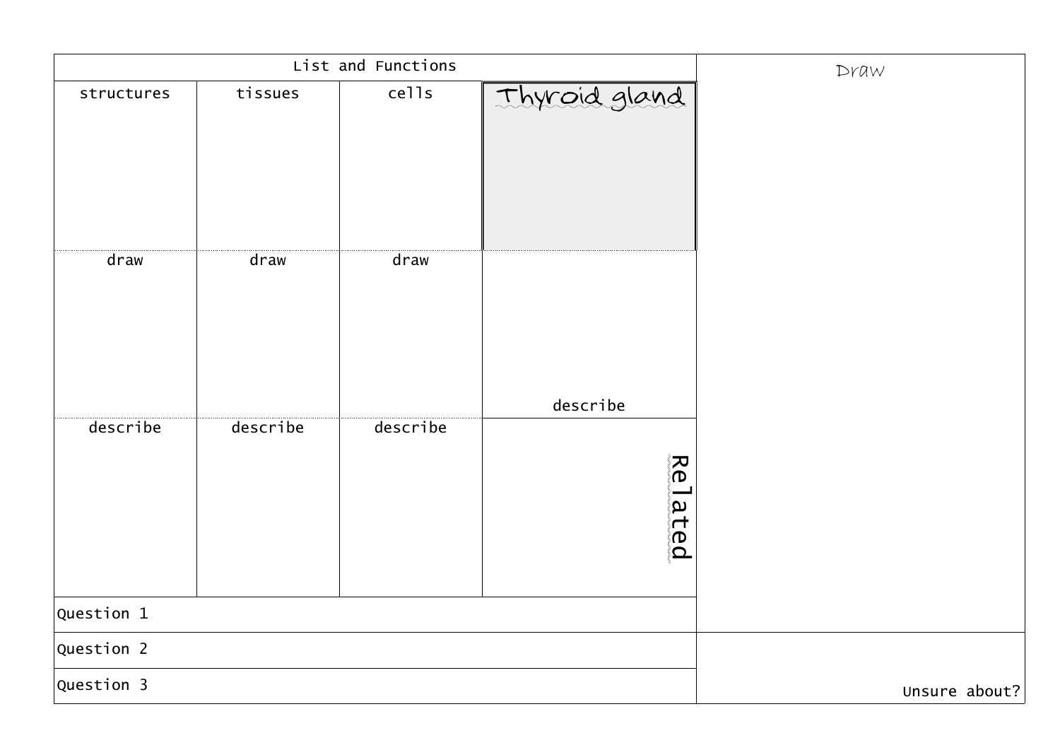| List and Functions | | | | Draw |
|---|---|---|---|---|
| structures | tissues | cells | Thyroid gland | |
| draw | draw | draw | describe | |
| describe | describe | describe | Related | |
| Question 1 | | | | |
| Question 2 | | | | Unsure about? |
| Question 3 | | | | |